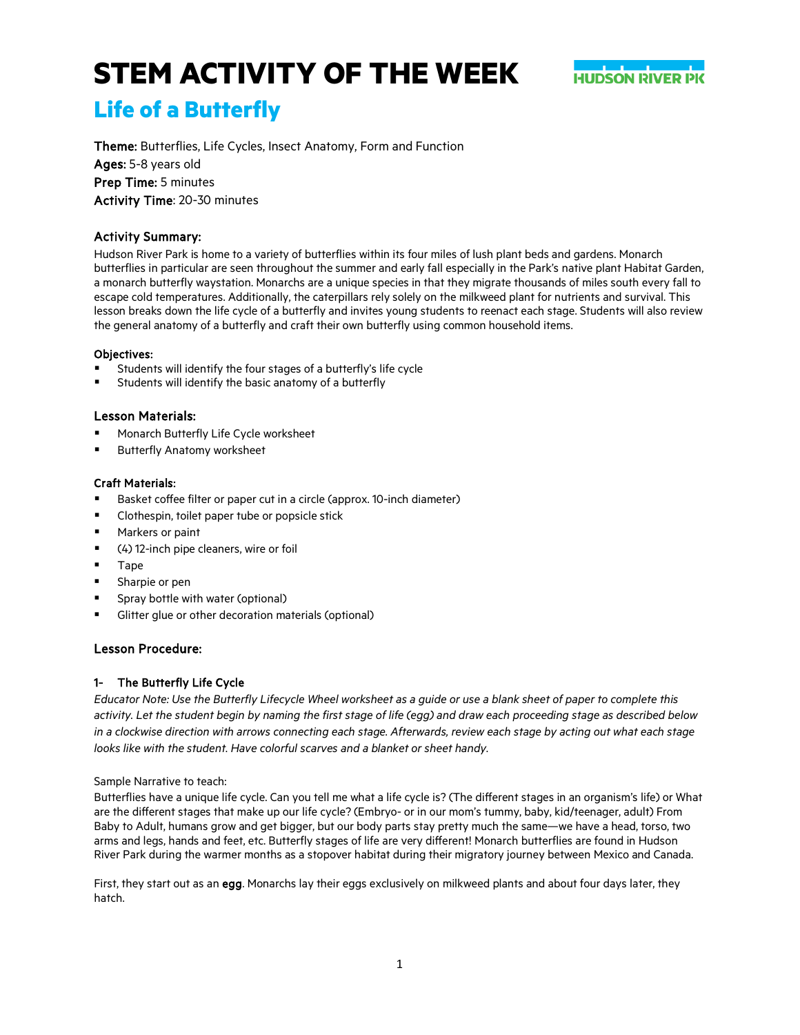# STEM ACTIVITY OF THE WEEK

HUDSON RIVER PK

## Life of a Butterfly

**Theme:** Butterflies, Life Cycles, Insect Anatomy, Form and Function
**Ages:** 5-8 years old
**Prep Time:** 5 minutes
**Activity Time**: 20-30 minutes

### Activity Summary:

Hudson River Park is home to a variety of butterflies within its four miles of lush plant beds and gardens. Monarch butterflies in particular are seen throughout the summer and early fall especially in the Park's native plant Habitat Garden, a monarch butterfly waystation. Monarchs are a unique species in that they migrate thousands of miles south every fall to escape cold temperatures. Additionally, the caterpillars rely solely on the milkweed plant for nutrients and survival. This lesson breaks down the life cycle of a butterfly and invites young students to reenact each stage. Students will also review the general anatomy of a butterfly and craft their own butterfly using common household items.

#### Objectives:

- Students will identify the four stages of a butterfly's life cycle
- Students will identify the basic anatomy of a butterfly

### Lesson Materials:

- Monarch Butterfly Life Cycle worksheet
- Butterfly Anatomy worksheet

#### Craft Materials:

- Basket coffee filter or paper cut in a circle (approx. 10-inch diameter)
- Clothespin, toilet paper tube or popsicle stick
- Markers or paint
- (4) 12-inch pipe cleaners, wire or foil
- Tape
- Sharpie or pen
- Spray bottle with water (optional)
- Glitter glue or other decoration materials (optional)

### Lesson Procedure:

#### 1- The Butterfly Life Cycle

*Educator Note: Use the Butterfly Lifecycle Wheel worksheet as a guide or use a blank sheet of paper to complete this activity. Let the student begin by naming the first stage of life (egg) and draw each proceeding stage as described below in a clockwise direction with arrows connecting each stage. Afterwards, review each stage by acting out what each stage looks like with the student. Have colorful scarves and a blanket or sheet handy.*

Sample Narrative to teach:
Butterflies have a unique life cycle. Can you tell me what a life cycle is? (The different stages in an organism's life) or What are the different stages that make up our life cycle? (Embryo- or in our mom's tummy, baby, kid/teenager, adult) From Baby to Adult, humans grow and get bigger, but our body parts stay pretty much the same—we have a head, torso, two arms and legs, hands and feet, etc. Butterfly stages of life are very different! Monarch butterflies are found in Hudson River Park during the warmer months as a stopover habitat during their migratory journey between Mexico and Canada.

First, they start out as an **egg**. Monarchs lay their eggs exclusively on milkweed plants and about four days later, they hatch.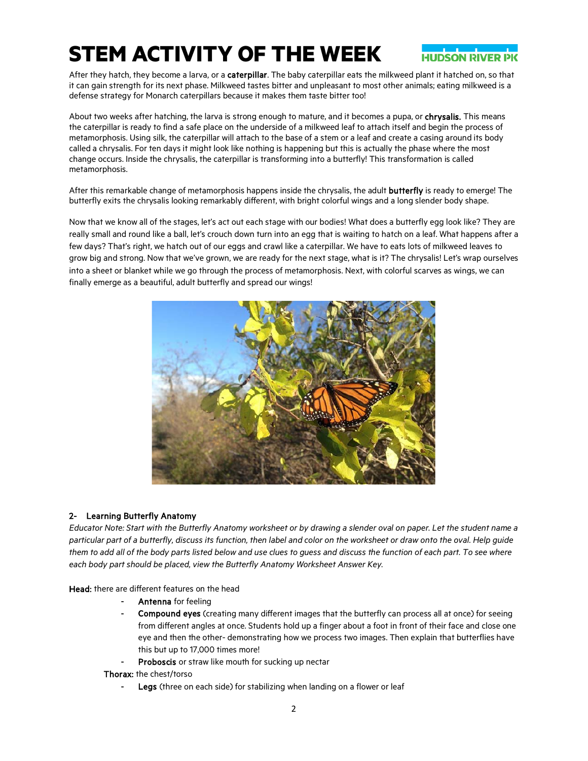# STEM ACTIVITY OF THE WEEK

After they hatch, they become a larva, or a **caterpillar**. The baby caterpillar eats the milkweed plant it hatched on, so that it can gain strength for its next phase. Milkweed tastes bitter and unpleasant to most other animals; eating milkweed is a defense strategy for Monarch caterpillars because it makes them taste bitter too!

About two weeks after hatching, the larva is strong enough to mature, and it becomes a pupa, or **chrysalis.** This means the caterpillar is ready to find a safe place on the underside of a milkweed leaf to attach itself and begin the process of metamorphosis. Using silk, the caterpillar will attach to the base of a stem or a leaf and create a casing around its body called a chrysalis. For ten days it might look like nothing is happening but this is actually the phase where the most change occurs. Inside the chrysalis, the caterpillar is transforming into a butterfly! This transformation is called metamorphosis.

After this remarkable change of metamorphosis happens inside the chrysalis, the adult **butterfly** is ready to emerge! The butterfly exits the chrysalis looking remarkably different, with bright colorful wings and a long slender body shape.

Now that we know all of the stages, let's act out each stage with our bodies! What does a butterfly egg look like? They are really small and round like a ball, let's crouch down turn into an egg that is waiting to hatch on a leaf. What happens after a few days? That's right, we hatch out of our eggs and crawl like a caterpillar. We have to eats lots of milkweed leaves to grow big and strong. Now that we've grown, we are ready for the next stage, what is it? The chrysalis! Let's wrap ourselves into a sheet or blanket while we go through the process of metamorphosis. Next, with colorful scarves as wings, we can finally emerge as a beautiful, adult butterfly and spread our wings!

## 2- Learning Butterfly Anatomy

*Educator Note: Start with the Butterfly Anatomy worksheet or by drawing a slender oval on paper. Let the student name a particular part of a butterfly, discuss its function, then label and color on the worksheet or draw onto the oval. Help guide them to add all of the body parts listed below and use clues to guess and discuss the function of each part. To see where each body part should be placed, view the Butterfly Anatomy Worksheet Answer Key.*

**Head:** there are different features on the head

- **Antenna** for feeling
- **Compound eyes** (creating many different images that the butterfly can process all at once) for seeing from different angles at once. Students hold up a finger about a foot in front of their face and close one eye and then the other- demonstrating how we process two images. Then explain that butterflies have this but up to 17,000 times more!
- **Proboscis** or straw like mouth for sucking up nectar

**Thorax:** the chest/torso

- **Legs** (three on each side) for stabilizing when landing on a flower or leaf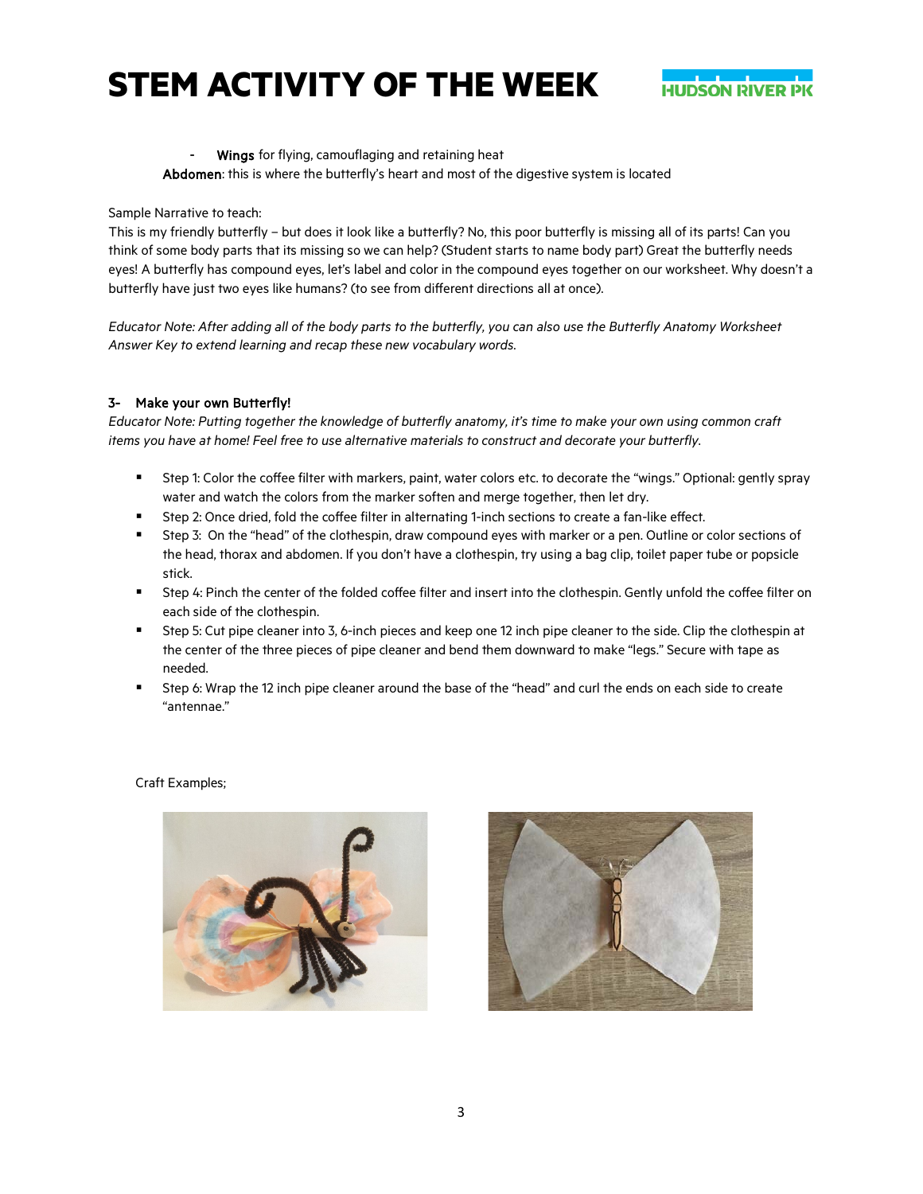- **Wings** for flying, camouflaging and retaining heat

**Abdomen**: this is where the butterfly's heart and most of the digestive system is located

Sample Narrative to teach:
This is my friendly butterfly – but does it look like a butterfly? No, this poor butterfly is missing all of its parts! Can you think of some body parts that its missing so we can help? (Student starts to name body part) Great the butterfly needs eyes! A butterfly has compound eyes, let's label and color in the compound eyes together on our worksheet. Why doesn't a butterfly have just two eyes like humans? (to see from different directions all at once).

*Educator Note: After adding all of the body parts to the butterfly, you can also use the Butterfly Anatomy Worksheet Answer Key to extend learning and recap these new vocabulary words.*

### 3- Make your own Butterfly!

*Educator Note: Putting together the knowledge of butterfly anatomy, it's time to make your own using common craft items you have at home! Feel free to use alternative materials to construct and decorate your butterfly.*

- Step 1: Color the coffee filter with markers, paint, water colors etc. to decorate the "wings." Optional: gently spray water and watch the colors from the marker soften and merge together, then let dry.
- Step 2: Once dried, fold the coffee filter in alternating 1-inch sections to create a fan-like effect.
- Step 3: On the "head" of the clothespin, draw compound eyes with marker or a pen. Outline or color sections of the head, thorax and abdomen. If you don't have a clothespin, try using a bag clip, toilet paper tube or popsicle stick.
- Step 4: Pinch the center of the folded coffee filter and insert into the clothespin. Gently unfold the coffee filter on each side of the clothespin.
- Step 5: Cut pipe cleaner into 3, 6-inch pieces and keep one 12 inch pipe cleaner to the side. Clip the clothespin at the center of the three pieces of pipe cleaner and bend them downward to make "legs." Secure with tape as needed.
- Step 6: Wrap the 12 inch pipe cleaner around the base of the "head" and curl the ends on each side to create "antennae."

Craft Examples;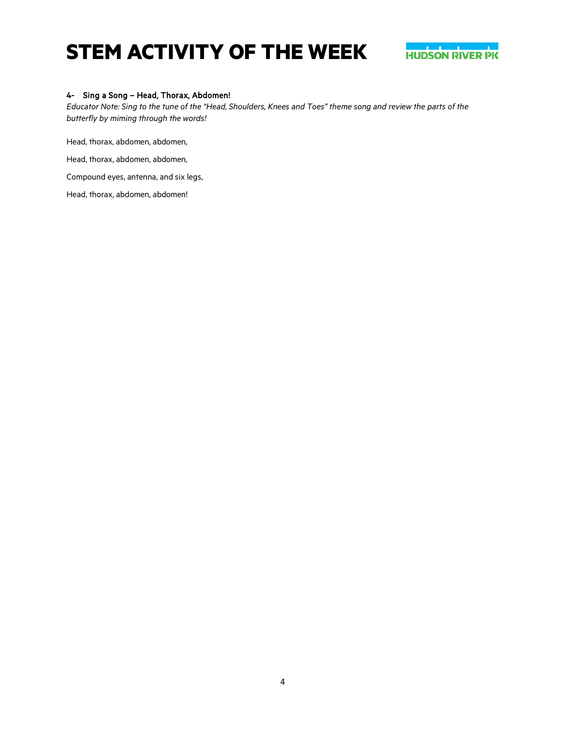# STEM ACTIVITY OF THE WEEK

HUDSON RIVER PK

### 4- Sing a Song – Head, Thorax, Abdomen!

*Educator Note: Sing to the tune of the "Head, Shoulders, Knees and Toes" theme song and review the parts of the butterfly by miming through the words!*

Head, thorax, abdomen, abdomen,

Head, thorax, abdomen, abdomen,

Compound eyes, antenna, and six legs,

Head, thorax, abdomen, abdomen!